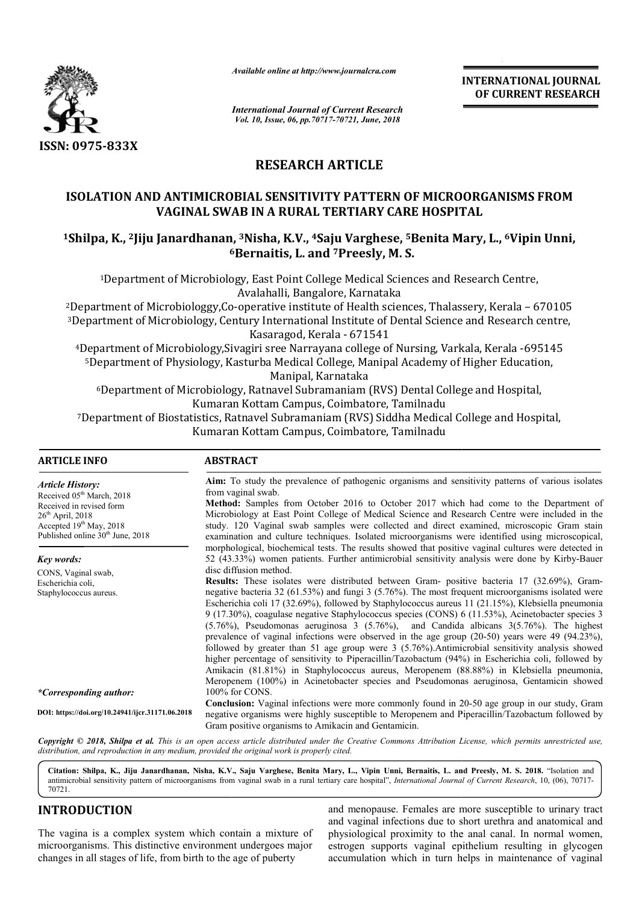ISSN: 0975-833X

*Available online at http://www.journalcra.com*

*International Journal of Current Research*
*Vol. 10, Issue, 06, pp.70717-70721, June, 2018*

**INTERNATIONAL JOURNAL OF CURRENT RESEARCH**

## RESEARCH ARTICLE

# ISOLATION AND ANTIMICROBIAL SENSITIVITY PATTERN OF MICROORGANISMS FROM VAGINAL SWAB IN A RURAL TERTIARY CARE HOSPITAL

**[1]Shilpa, K., [2]Jiju Janardhanan, [3]Nisha, K.V., [4]Saju Varghese, [5]Benita Mary, L., [6]Vipin Unni, [6]Bernaitis, L. and [7]Preesly, M. S.**

[1]Department of Microbiology, East Point College Medical Sciences and Research Centre, Avalahalli, Bangalore, Karnataka

[2]Department of Microbiologgy,Co-operative institute of Health sciences, Thalassery, Kerala – 670105

[3]Department of Microbiology, Century International Institute of Dental Science and Research centre, Kasaragod, Kerala - 671541

[4]Department of Microbiology,Sivagiri sree Narrayana college of Nursing, Varkala, Kerala -695145

[5]Department of Physiology, Kasturba Medical College, Manipal Academy of Higher Education, Manipal, Karnataka

[6]Department of Microbiology, Ratnavel Subramaniam (RVS) Dental College and Hospital, Kumaran Kottam Campus, Coimbatore, Tamilnadu

[7]Department of Biostatistics, Ratnavel Subramaniam (RVS) Siddha Medical College and Hospital, Kumaran Kottam Campus, Coimbatore, Tamilnadu

### ARTICLE INFO

*Article History:*
Received 05th March, 2018
Received in revised form
26th April, 2018
Accepted 19th May, 2018
Published online 30th June, 2018

*Key words:*
CONS, Vaginal swab,
Escherichia coli,
Staphylococcus aureus.

*\*Corresponding author:*

**DOI: https://doi.org/10.24941/ijcr.31171.06.2018**

### ABSTRACT

**Aim:** To study the prevalence of pathogenic organisms and sensitivity patterns of various isolates from vaginal swab.

**Method:** Samples from October 2016 to October 2017 which had come to the Department of Microbiology at East Point College of Medical Science and Research Centre were included in the study. 120 Vaginal swab samples were collected and direct examined, microscopic Gram stain examination and culture techniques. Isolated microorganisms were identified using microscopical, morphological, biochemical tests. The results showed that positive vaginal cultures were detected in 52 (43.33%) women patients. Further antimicrobial sensitivity analysis were done by Kirby-Bauer disc diffusion method.

**Results:** These isolates were distributed between Gram- positive bacteria 17 (32.69%), Gram-negative bacteria 32 (61.53%) and fungi 3 (5.76%). The most frequent microorganisms isolated were Escherichia coli 17 (32.69%), followed by Staphylococcus aureus 11 (21.15%), Klebsiella pneumonia 9 (17.30%), coagulase negative Staphylococcus species (CONS) 6 (11.53%), Acinetobacter species 3 (5.76%), Pseudomonas aeruginosa 3 (5.76%), and Candida albicans 3(5.76%). The highest prevalence of vaginal infections were observed in the age group (20-50) years were 49 (94.23%), followed by greater than 51 age group were 3 (5.76%).Antimicrobial sensitivity analysis showed higher percentage of sensitivity to Piperacillin/Tazobactum (94%) in Escherichia coli, followed by Amikacin (81.81%) in Staphylococcus aureus, Meropenem (88.88%) in Klebsiella pneumonia, Meropenem (100%) in Acinetobacter species and Pseudomonas aeruginosa, Gentamicin showed 100% for CONS.

**Conclusion:** Vaginal infections were more commonly found in 20-50 age group in our study, Gram negative organisms were highly susceptible to Meropenem and Piperacillin/Tazobactum followed by Gram positive organisms to Amikacin and Gentamicin.

*Copyright © 2018, Shilpa et al. This is an open access article distributed under the Creative Commons Attribution License, which permits unrestricted use, distribution, and reproduction in any medium, provided the original work is properly cited.*

**Citation: Shilpa, K., Jiju Janardhanan, Nisha, K.V., Saju Varghese, Benita Mary, L., Vipin Unni, Bernaitis, L. and Preesly, M. S. 2018.** "Isolation and antimicrobial sensitivity pattern of microorganisms from vaginal swab in a rural tertiary care hospital", *International Journal of Current Research*, 10, (06), 70717-70721.

## INTRODUCTION

The vagina is a complex system which contain a mixture of microorganisms. This distinctive environment undergoes major changes in all stages of life, from birth to the age of puberty and menopause. Females are more susceptible to urinary tract and vaginal infections due to short urethra and anatomical and physiological proximity to the anal canal. In normal women, estrogen supports vaginal epithelium resulting in glycogen accumulation which in turn helps in maintenance of vaginal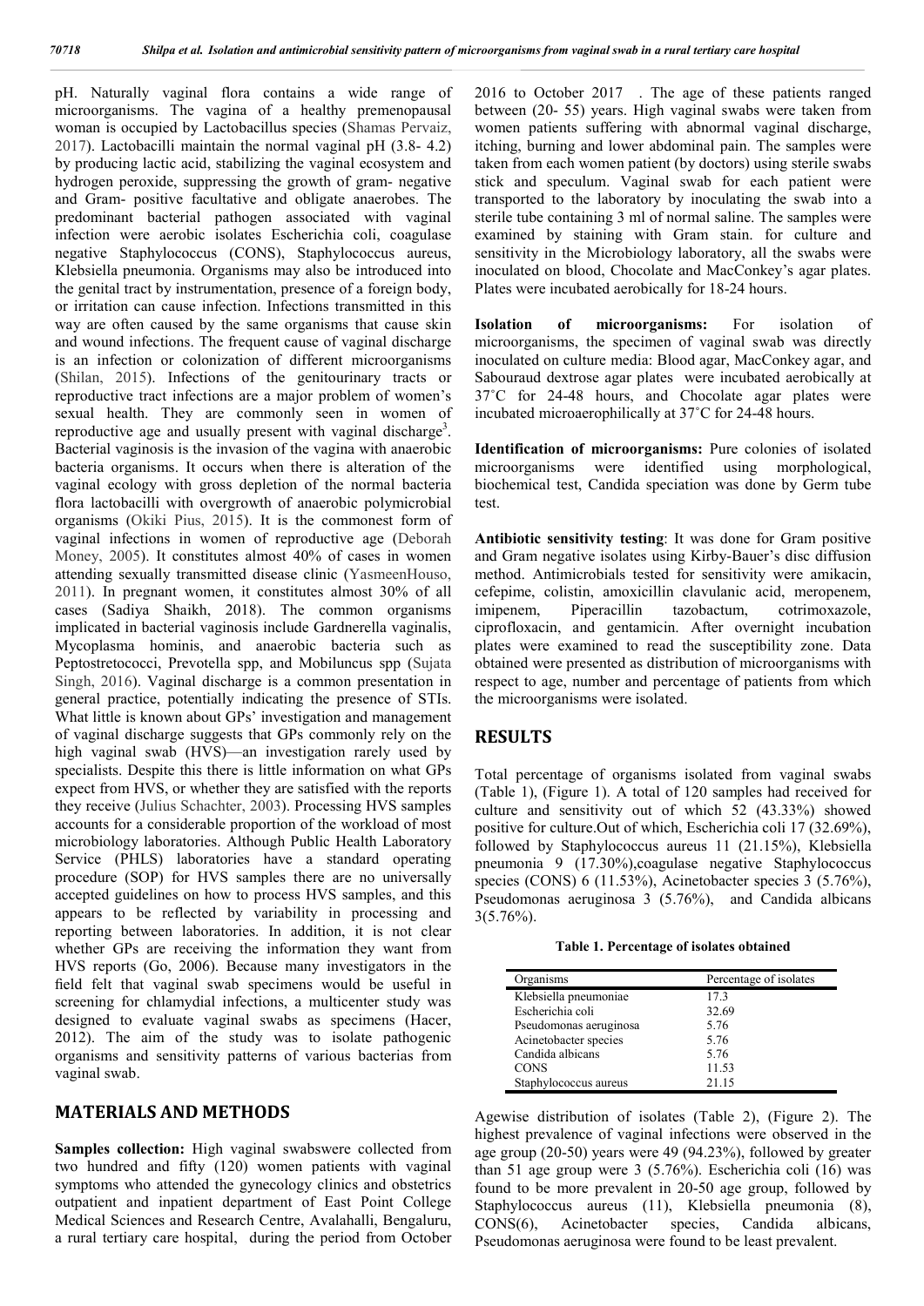pH. Naturally vaginal flora contains a wide range of microorganisms. The vagina of a healthy premenopausal woman is occupied by Lactobacillus species (Shamas Pervaiz, 2017). Lactobacilli maintain the normal vaginal pH (3.8- 4.2) by producing lactic acid, stabilizing the vaginal ecosystem and hydrogen peroxide, suppressing the growth of gram- negative and Gram- positive facultative and obligate anaerobes. The predominant bacterial pathogen associated with vaginal infection were aerobic isolates Escherichia coli, coagulase negative Staphylococcus (CONS), Staphylococcus aureus, Klebsiella pneumonia. Organisms may also be introduced into the genital tract by instrumentation, presence of a foreign body, or irritation can cause infection. Infections transmitted in this way are often caused by the same organisms that cause skin and wound infections. The frequent cause of vaginal discharge is an infection or colonization of different microorganisms (Shilan, 2015). Infections of the genitourinary tracts or reproductive tract infections are a major problem of women's sexual health. They are commonly seen in women of reproductive age and usually present with vaginal discharge[3]. Bacterial vaginosis is the invasion of the vagina with anaerobic bacteria organisms. It occurs when there is alteration of the vaginal ecology with gross depletion of the normal bacteria flora lactobacilli with overgrowth of anaerobic polymicrobial organisms (Okiki Pius, 2015). It is the commonest form of vaginal infections in women of reproductive age (Deborah Money, 2005). It constitutes almost 40% of cases in women attending sexually transmitted disease clinic (YasmeenHouso, 2011). In pregnant women, it constitutes almost 30% of all cases (Sadiya Shaikh, 2018). The common organisms implicated in bacterial vaginosis include Gardnerella vaginalis, Mycoplasma hominis, and anaerobic bacteria such as Peptostretococci, Prevotella spp, and Mobiluncus spp (Sujata Singh, 2016). Vaginal discharge is a common presentation in general practice, potentially indicating the presence of STIs. What little is known about GPs' investigation and management of vaginal discharge suggests that GPs commonly rely on the high vaginal swab (HVS)—an investigation rarely used by specialists. Despite this there is little information on what GPs expect from HVS, or whether they are satisfied with the reports they receive (Julius Schachter, 2003). Processing HVS samples accounts for a considerable proportion of the workload of most microbiology laboratories. Although Public Health Laboratory Service (PHLS) laboratories have a standard operating procedure (SOP) for HVS samples there are no universally accepted guidelines on how to process HVS samples, and this appears to be reflected by variability in processing and reporting between laboratories. In addition, it is not clear whether GPs are receiving the information they want from HVS reports (Go, 2006). Because many investigators in the field felt that vaginal swab specimens would be useful in screening for chlamydial infections, a multicenter study was designed to evaluate vaginal swabs as specimens (Hacer, 2012). The aim of the study was to isolate pathogenic organisms and sensitivity patterns of various bacterias from vaginal swab.

## MATERIALS AND METHODS

**Samples collection:** High vaginal swabswere collected from two hundred and fifty (120) women patients with vaginal symptoms who attended the gynecology clinics and obstetrics outpatient and inpatient department of East Point College Medical Sciences and Research Centre, Avalahalli, Bengaluru, a rural tertiary care hospital, during the period from October 2016 to October 2017 . The age of these patients ranged between (20- 55) years. High vaginal swabs were taken from women patients suffering with abnormal vaginal discharge, itching, burning and lower abdominal pain. The samples were taken from each women patient (by doctors) using sterile swabs stick and speculum. Vaginal swab for each patient were transported to the laboratory by inoculating the swab into a sterile tube containing 3 ml of normal saline. The samples were examined by staining with Gram stain. for culture and sensitivity in the Microbiology laboratory, all the swabs were inoculated on blood, Chocolate and MacConkey's agar plates. Plates were incubated aerobically for 18-24 hours.

**Isolation of microorganisms:** For isolation of microorganisms, the specimen of vaginal swab was directly inoculated on culture media: Blood agar, MacConkey agar, and Sabouraud dextrose agar plates were incubated aerobically at 37˚C for 24-48 hours, and Chocolate agar plates were incubated microaerophilically at 37˚C for 24-48 hours.

**Identification of microorganisms:** Pure colonies of isolated microorganisms were identified using morphological, biochemical test, Candida speciation was done by Germ tube test.

**Antibiotic sensitivity testing**: It was done for Gram positive and Gram negative isolates using Kirby-Bauer's disc diffusion method. Antimicrobials tested for sensitivity were amikacin, cefepime, cefoxitin, amoxicillin clavulanic acid, meropenem, imipenem, Piperacillin tazobactum, cotrimoxazole, ciprofloxacin, and gentamicin. After overnight incubation plates were examined to read the susceptibility zone. Data obtained were presented as distribution of microorganisms with respect to age, number and percentage of patients from which the microorganisms were isolated.

## RESULTS

Total percentage of organisms isolated from vaginal swabs (Table 1), (Figure 1). A total of 120 samples had received for culture and sensitivity out of which 52 (43.33%) showed positive for culture.Out of which, Escherichia coli 17 (32.69%), followed by Staphylococcus aureus 11 (21.15%), Klebsiella pneumonia 9 (17.30%),coagulase negative Staphylococcus species (CONS) 6 (11.53%), Acinetobacter species 3 (5.76%), Pseudomonas aeruginosa 3 (5.76%), and Candida albicans 3(5.76%).

**Table 1. Percentage of isolates obtained**

| Organisms | Percentage of isolates |
|---|---|
| Klebsiella pneumoniae | 17.3 |
| Escherichia coli | 32.69 |
| Pseudomonas aeruginosa | 5.76 |
| Acinetobacter species | 5.76 |
| Candida albicans | 5.76 |
| CONS | 11.53 |
| Staphylococcus aureus | 21.15 |

Agewise distribution of isolates (Table 2), (Figure 2). The highest prevalence of vaginal infections were observed in the age group (20-50) years were 49 (94.23%), followed by greater than 51 age group were 3 (5.76%). Escherichia coli (16) was found to be more prevalent in 20-50 age group, followed by Staphylococcus aureus (11), Klebsiella pneumonia (8), CONS(6), Acinetobacter species, Candida albicans, Pseudomonas aeruginosa were found to be least prevalent.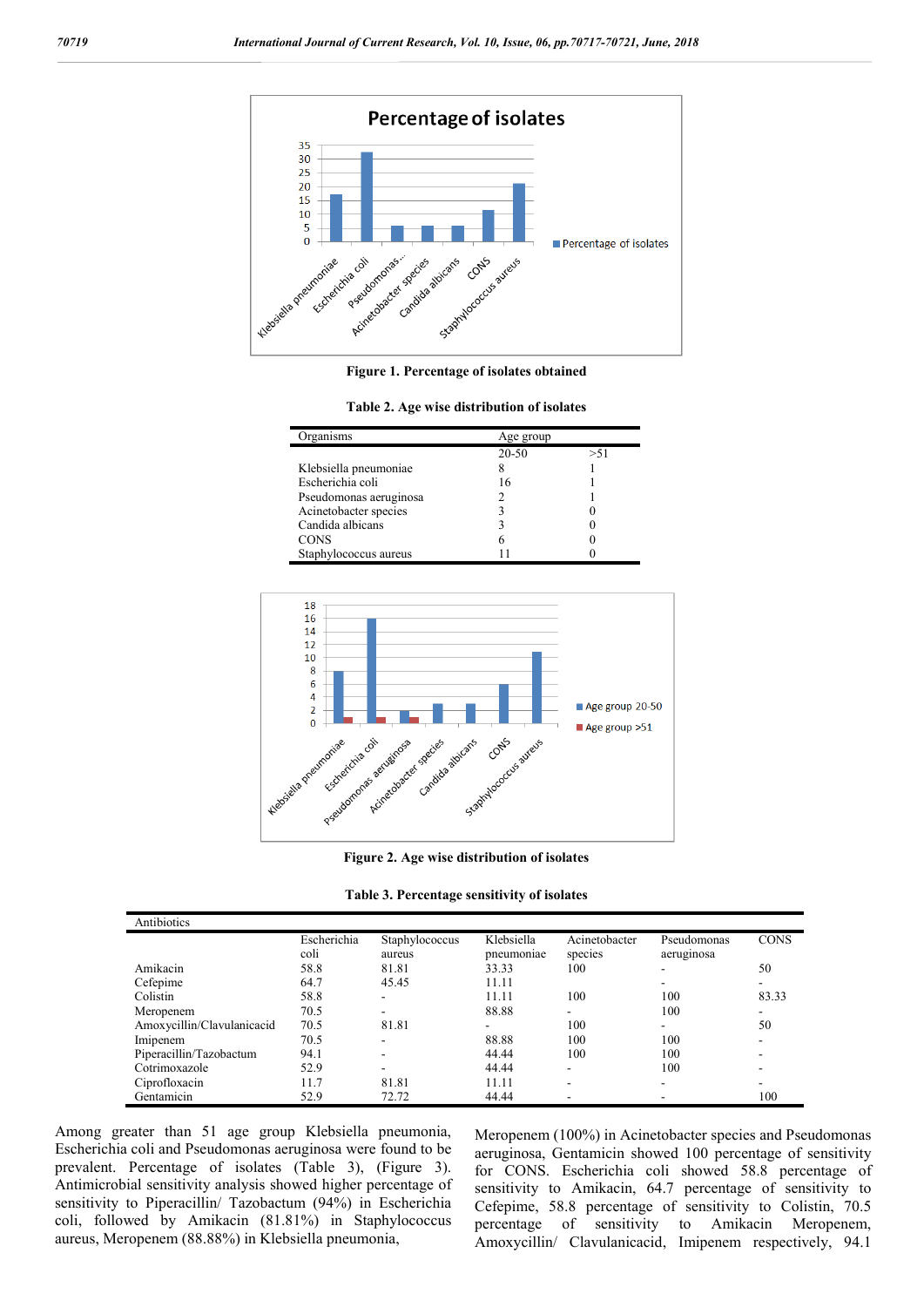**Figure 1. Percentage of isolates obtained**

**Table 2. Age wise distribution of isolates**

| Organisms | Age group | |
|---|---|---|
| | 20-50 | >51 |
| Klebsiella pneumoniae | 8 | 1 |
| Escherichia coli | 16 | 1 |
| Pseudomonas aeruginosa | 2 | 1 |
| Acinetobacter species | 3 | 0 |
| Candida albicans | 3 | 0 |
| CONS | 6 | 0 |
| Staphylococcus aureus | 11 | 0 |

**Figure 2. Age wise distribution of isolates**

**Table 3. Percentage sensitivity of isolates**

| Antibiotics | Escherichia coli | Staphylococcus aureus | Klebsiella pneumoniae | Acinetobacter species | Pseudomonas aeruginosa | CONS |
|---|---|---|---|---|---|---|
| Amikacin | 58.8 | 81.81 | 33.33 | 100 | - | 50 |
| Cefepime | 64.7 | 45.45 | 11.11 | | - | - |
| Colistin | 58.8 | - | 11.11 | 100 | 100 | 83.33 |
| Meropenem | 70.5 | - | 88.88 | - | 100 | - |
| Amoxycillin/Clavulanicacid | 70.5 | 81.81 | - | 100 | - | 50 |
| Imipenem | 70.5 | - | 88.88 | 100 | 100 | - |
| Piperacillin/Tazobactum | 94.1 | - | 44.44 | 100 | 100 | - |
| Cotrimoxazole | 52.9 | - | 44.44 | - | 100 | - |
| Ciprofloxacin | 11.7 | 81.81 | 11.11 | - | - | - |
| Gentamicin | 52.9 | 72.72 | 44.44 | - | - | 100 |

Among greater than 51 age group Klebsiella pneumonia, Escherichia coli and Pseudomonas aeruginosa were found to be prevalent. Percentage of isolates (Table 3), (Figure 3). Antimicrobial sensitivity analysis showed higher percentage of sensitivity to Piperacillin/ Tazobactum (94%) in Escherichia coli, followed by Amikacin (81.81%) in Staphylococcus aureus, Meropenem (88.88%) in Klebsiella pneumonia, Meropenem (100%) in Acinetobacter species and Pseudomonas aeruginosa, Gentamicin showed 100 percentage of sensitivity for CONS. Escherichia coli showed 58.8 percentage of sensitivity to Amikacin, 64.7 percentage of sensitivity to Cefepime, 58.8 percentage of sensitivity to Colistin, 70.5 percentage of sensitivity to Amikacin Meropenem, Amoxycillin/ Clavulanicacid, Imipenem respectively, 94.1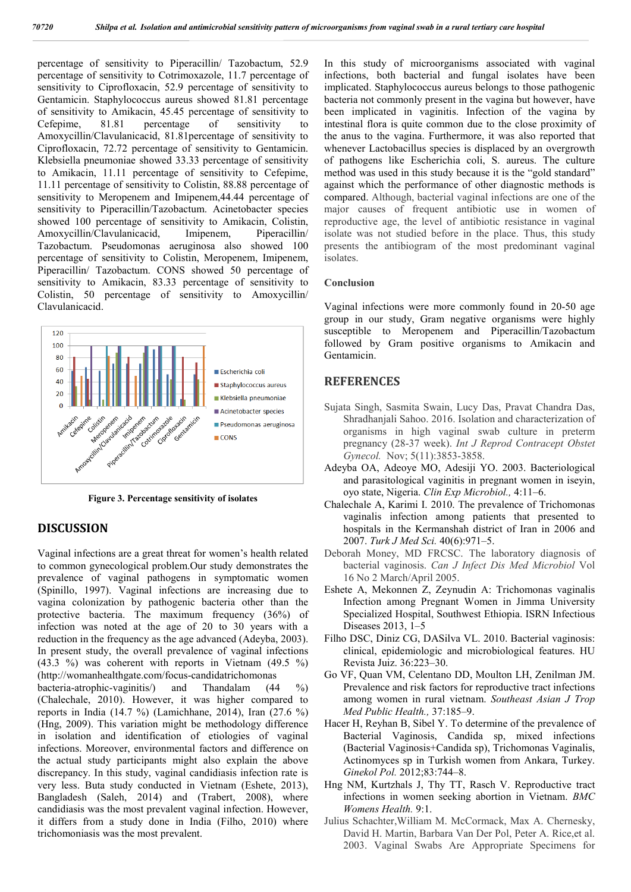percentage of sensitivity to Piperacillin/ Tazobactum, 52.9 percentage of sensitivity to Cotrimoxazole, 11.7 percentage of sensitivity to Ciprofloxacin, 52.9 percentage of sensitivity to Gentamicin. Staphylococcus aureus showed 81.81 percentage of sensitivity to Amikacin, 45.45 percentage of sensitivity to Cefepime, 81.81 percentage of sensitivity to Amoxycillin/Clavulanicacid, 81.81percentage of sensitivity to Ciprofloxacin, 72.72 percentage of sensitivity to Gentamicin. Klebsiella pneumoniae showed 33.33 percentage of sensitivity to Amikacin, 11.11 percentage of sensitivity to Cefepime, 11.11 percentage of sensitivity to Colistin, 88.88 percentage of sensitivity to Meropenem and Imipenem,44.44 percentage of sensitivity to Piperacillin/Tazobactum. Acinetobacter species showed 100 percentage of sensitivity to Amikacin, Colistin, Amoxycillin/Clavulanicacid, Imipenem, Piperacillin/ Tazobactum. Pseudomonas aeruginosa also showed 100 percentage of sensitivity to Colistin, Meropenem, Imipenem, Piperacillin/ Tazobactum. CONS showed 50 percentage of sensitivity to Amikacin, 83.33 percentage of sensitivity to Colistin, 50 percentage of sensitivity to Amoxycillin/ Clavulanicacid.

**Figure 3. Percentage sensitivity of isolates**

## DISCUSSION

Vaginal infections are a great threat for women's health related to common gynecological problem.Our study demonstrates the prevalence of vaginal pathogens in symptomatic women (Spinillo, 1997). Vaginal infections are increasing due to vagina colonization by pathogenic bacteria other than the protective bacteria. The maximum frequency (36%) of infection was noted at the age of 20 to 30 years with a reduction in the frequency as the age advanced (Adeyba, 2003). In present study, the overall prevalence of vaginal infections (43.3 %) was coherent with reports in Vietnam (49.5 %) (http://womanhealthgate.com/focus-candidatrichomonas bacteria-atrophic-vaginitis/) and Thandalam (44 %) (Chalechale, 2010). However, it was higher compared to reports in India (14.7 %) (Lamichhane, 2014), Iran (27.6 %) (Hng, 2009). This variation might be methodology difference in isolation and identification of etiologies of vaginal infections. Moreover, environmental factors and difference on the actual study participants might also explain the above discrepancy. In this study, vaginal candidiasis infection rate is very less. Buta study conducted in Vietnam (Eshete, 2013), Bangladesh (Saleh, 2014) and (Trabert, 2008), where candidiasis was the most prevalent vaginal infection. However, it differs from a study done in India (Filho, 2010) where trichomoniasis was the most prevalent.

In this study of microorganisms associated with vaginal infections, both bacterial and fungal isolates have been implicated. Staphylococcus aureus belongs to those pathogenic bacteria not commonly present in the vagina but however, have been implicated in vaginitis. Infection of the vagina by intestinal flora is quite common due to the close proximity of the anus to the vagina. Furthermore, it was also reported that whenever Lactobacillus species is displaced by an overgrowth of pathogens like Escherichia coli, S. aureus. The culture method was used in this study because it is the "gold standard" against which the performance of other diagnostic methods is compared. Although, bacterial vaginal infections are one of the major causes of frequent antibiotic use in women of reproductive age, the level of antibiotic resistance in vaginal isolate was not studied before in the place. Thus, this study presents the antibiogram of the most predominant vaginal isolates.

### Conclusion

Vaginal infections were more commonly found in 20-50 age group in our study, Gram negative organisms were highly susceptible to Meropenem and Piperacillin/Tazobactum followed by Gram positive organisms to Amikacin and Gentamicin.

## REFERENCES

Sujata Singh, Sasmita Swain, Lucy Das, Pravat Chandra Das, Shradhanjali Sahoo. 2016. Isolation and characterization of organisms in high vaginal swab culture in preterm pregnancy (28-37 week). *Int J Reprod Contracept Obstet Gynecol.* Nov; 5(11):3853-3858.

Adeyba OA, Adeoye MO, Adesiji YO. 2003. Bacteriological and parasitological vaginitis in pregnant women in iseyin, oyo state, Nigeria. *Clin Exp Microbiol.,* 4:11–6.

Chalechale A, Karimi I. 2010. The prevalence of Trichomonas vaginalis infection among patients that presented to hospitals in the Kermanshah district of Iran in 2006 and 2007. *Turk J Med Sci.* 40(6):971–5.

Deborah Money, MD FRCSC. The laboratory diagnosis of bacterial vaginosis. *Can J Infect Dis Med Microbiol* Vol 16 No 2 March/April 2005.

Eshete A, Mekonnen Z, Zeynudin A: Trichomonas vaginalis Infection among Pregnant Women in Jimma University Specialized Hospital, Southwest Ethiopia. ISRN Infectious Diseases 2013, 1–5

Filho DSC, Diniz CG, DASilva VL. 2010. Bacterial vaginosis: clinical, epidemiologic and microbiological features. HU Revista Juiz. 36:223–30.

Go VF, Quan VM, Celentano DD, Moulton LH, Zenilman JM. Prevalence and risk factors for reproductive tract infections among women in rural vietnam. *Southeast Asian J Trop Med Public Health.,* 37:185–9.

Hacer H, Reyhan B, Sibel Y. To determine of the prevalence of Bacterial Vaginosis, Candida sp, mixed infections (Bacterial Vaginosis+Candida sp), Trichomonas Vaginalis, Actinomyces sp in Turkish women from Ankara, Turkey. *Ginekol Pol.* 2012;83:744–8.

Hng NM, Kurtzhals J, Thy TT, Rasch V. Reproductive tract infections in women seeking abortion in Vietnam. *BMC Womens Health.* 9:1.

Julius Schachter,William M. McCormack, Max A. Chernesky, David H. Martin, Barbara Van Der Pol, Peter A. Rice,et al. 2003. Vaginal Swabs Are Appropriate Specimens for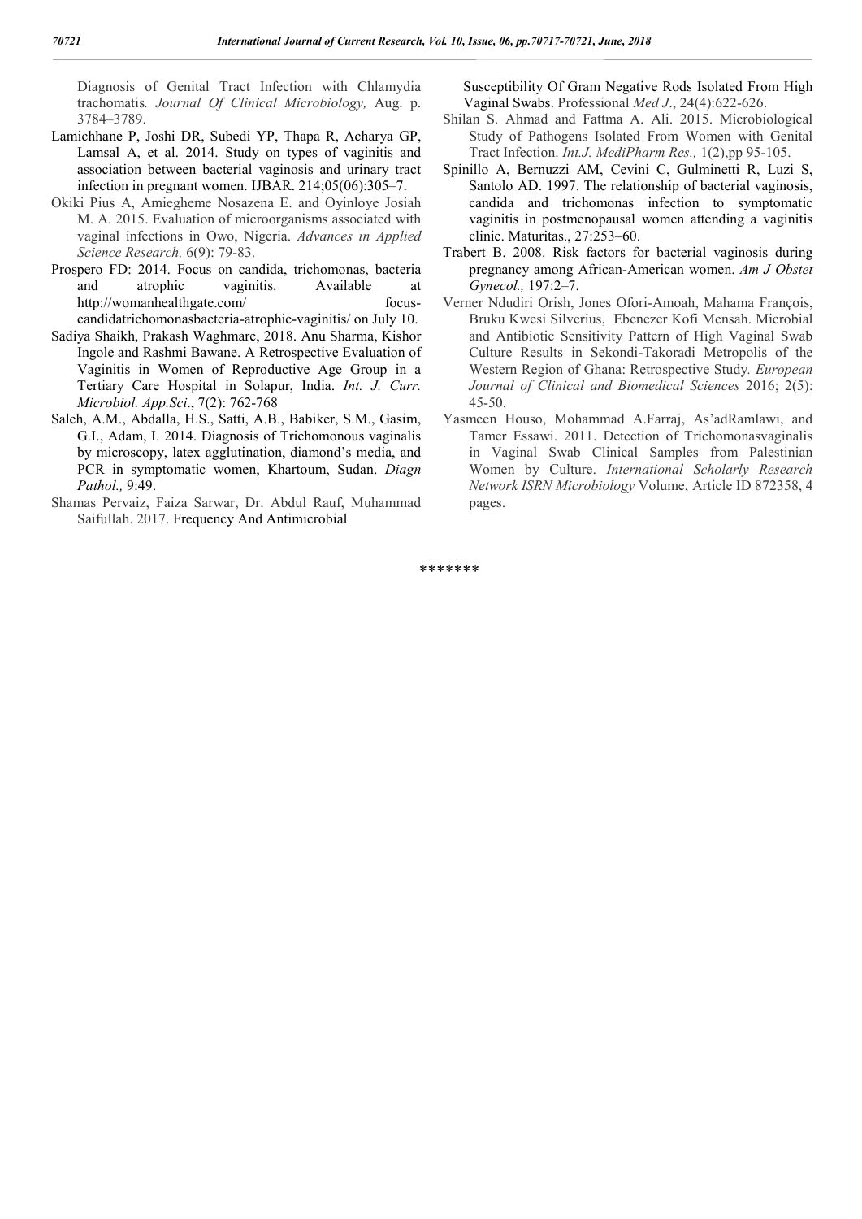Diagnosis of Genital Tract Infection with Chlamydia trachomatis. *Journal Of Clinical Microbiology,* Aug. p. 3784–3789.

Lamichhane P, Joshi DR, Subedi YP, Thapa R, Acharya GP, Lamsal A, et al. 2014. Study on types of vaginitis and association between bacterial vaginosis and urinary tract infection in pregnant women. IJBAR. 214;05(06):305–7.

Okiki Pius A, Amiegheme Nosazena E. and Oyinloye Josiah M. A. 2015. Evaluation of microorganisms associated with vaginal infections in Owo, Nigeria. *Advances in Applied Science Research,* 6(9): 79-83.

Prospero FD: 2014. Focus on candida, trichomonas, bacteria and atrophic vaginitis. Available at http://womanhealthgate.com/ focus-candidatrichomonasbacteria-atrophic-vaginitis/ on July 10.

Sadiya Shaikh, Prakash Waghmare, 2018. Anu Sharma, Kishor Ingole and Rashmi Bawane. A Retrospective Evaluation of Vaginitis in Women of Reproductive Age Group in a Tertiary Care Hospital in Solapur, India. *Int. J. Curr. Microbiol. App.Sci*., 7(2): 762-768

Saleh, A.M., Abdalla, H.S., Satti, A.B., Babiker, S.M., Gasim, G.I., Adam, I. 2014. Diagnosis of Trichomonous vaginalis by microscopy, latex agglutination, diamond's media, and PCR in symptomatic women, Khartoum, Sudan. *Diagn Pathol.,* 9:49.

Shamas Pervaiz, Faiza Sarwar, Dr. Abdul Rauf, Muhammad Saifullah. 2017. Frequency And Antimicrobial Susceptibility Of Gram Negative Rods Isolated From High Vaginal Swabs. Professional *Med J*., 24(4):622-626.

Shilan S. Ahmad and Fattma A. Ali. 2015. Microbiological Study of Pathogens Isolated From Women with Genital Tract Infection. *Int.J. MediPharm Res.,* 1(2),pp 95-105.

Spinillo A, Bernuzzi AM, Cevini C, Gulminetti R, Luzi S, Santolo AD. 1997. The relationship of bacterial vaginosis, candida and trichomonas infection to symptomatic vaginitis in postmenopausal women attending a vaginitis clinic. Maturitas., 27:253–60.

Trabert B. 2008. Risk factors for bacterial vaginosis during pregnancy among African-American women. *Am J Obstet Gynecol.,* 197:2–7.

Verner Ndudiri Orish, Jones Ofori-Amoah, Mahama François, Bruku Kwesi Silverius, Ebenezer Kofi Mensah. Microbial and Antibiotic Sensitivity Pattern of High Vaginal Swab Culture Results in Sekondi-Takoradi Metropolis of the Western Region of Ghana: Retrospective Study. *European Journal of Clinical and Biomedical Sciences* 2016; 2(5): 45-50.

Yasmeen Houso, Mohammad A.Farraj, As'adRamlawi, and Tamer Essawi. 2011. Detection of Trichomonasvaginalis in Vaginal Swab Clinical Samples from Palestinian Women by Culture. *International Scholarly Research Network ISRN Microbiology* Volume, Article ID 872358, 4 pages.

*******